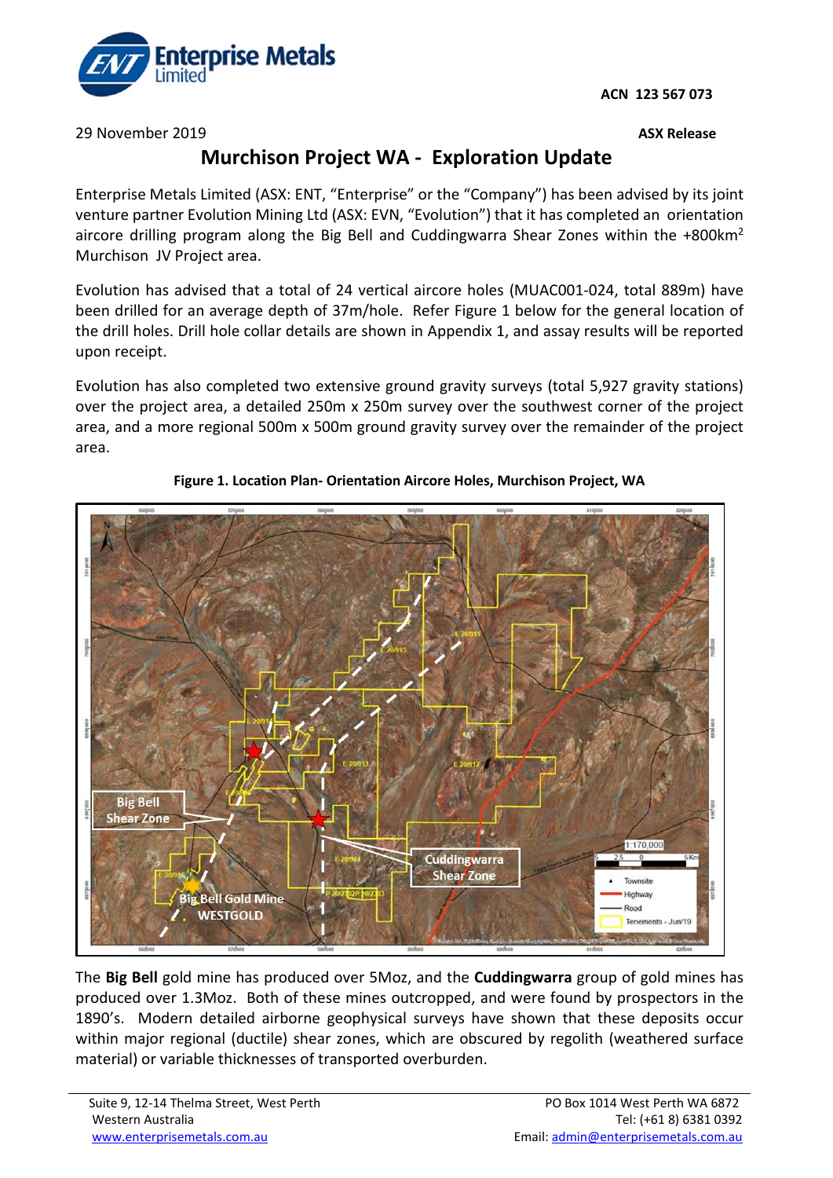ACN 123 567 073

29 November 2019

**ASX Release**

# Murchison Project WA - Exploration Update

Enterprise Metals Limited (ASX: ENT, "Enterprise" or the "Company") has been advised by its joint venture partner Evolution Mining Ltd (ASX: EVN, "Evolution") that it has completed an orientation aircore drilling program along the Big Bell and Cuddingwarra Shear Zones within the +800km$^2$ Murchison JV Project area.

Evolution has advised that a total of 24 vertical aircore holes (MUAC001-024, total 889m) have been drilled for an average depth of 37m/hole. Refer Figure 1 below for the general location of the drill holes. Drill hole collar details are shown in Appendix 1, and assay results will be reported upon receipt.

Evolution has also completed two extensive ground gravity surveys (total 5,927 gravity stations) over the project area, a detailed 250m x 250m survey over the southwest corner of the project area, and a more regional 500m x 500m ground gravity survey over the remainder of the project area.

**Figure 1. Location Plan- Orientation Aircore Holes, Murchison Project, WA**

The **Big Bell** gold mine has produced over 5Moz, and the **Cuddingwarra** group of gold mines has produced over 1.3Moz. Both of these mines outcropped, and were found by prospectors in the 1890's. Modern detailed airborne geophysical surveys have shown that these deposits occur within major regional (ductile) shear zones, which are obscured by regolith (weathered surface material) or variable thicknesses of transported overburden.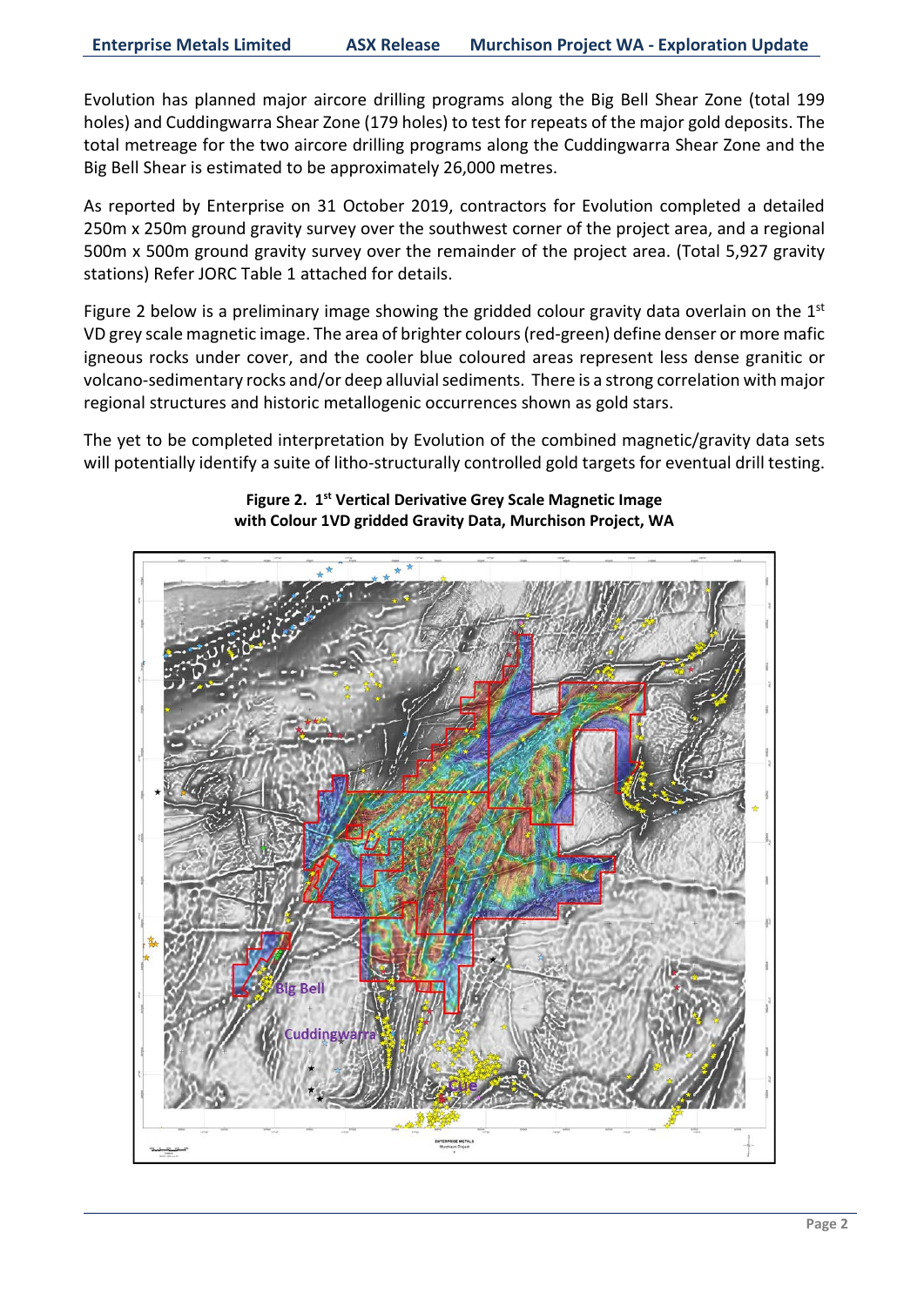Evolution has planned major aircore drilling programs along the Big Bell Shear Zone (total 199 holes) and Cuddingwarra Shear Zone (179 holes) to test for repeats of the major gold deposits. The total metreage for the two aircore drilling programs along the Cuddingwarra Shear Zone and the Big Bell Shear is estimated to be approximately 26,000 metres.

As reported by Enterprise on 31 October 2019, contractors for Evolution completed a detailed 250m x 250m ground gravity survey over the southwest corner of the project area, and a regional 500m x 500m ground gravity survey over the remainder of the project area. (Total 5,927 gravity stations) Refer JORC Table 1 attached for details.

Figure 2 below is a preliminary image showing the gridded colour gravity data overlain on the 1st VD grey scale magnetic image. The area of brighter colours (red-green) define denser or more mafic igneous rocks under cover, and the cooler blue coloured areas represent less dense granitic or volcano-sedimentary rocks and/or deep alluvial sediments. There is a strong correlation with major regional structures and historic metallogenic occurrences shown as gold stars.

The yet to be completed interpretation by Evolution of the combined magnetic/gravity data sets will potentially identify a suite of litho-structurally controlled gold targets for eventual drill testing.

**Figure 2. 1st Vertical Derivative Grey Scale Magnetic Image with Colour 1VD gridded Gravity Data, Murchison Project, WA**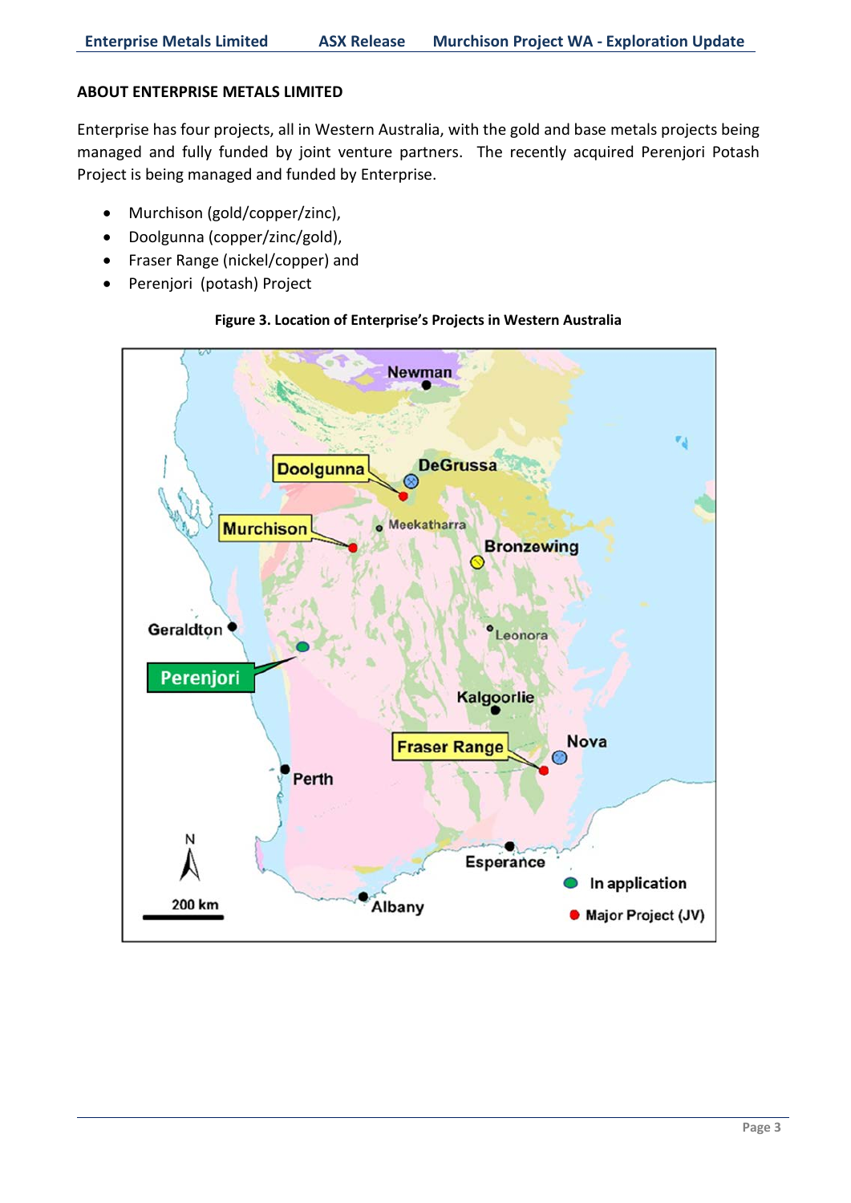## ABOUT ENTERPRISE METALS LIMITED

Enterprise has four projects, all in Western Australia, with the gold and base metals projects being managed and fully funded by joint venture partners. The recently acquired Perenjori Potash Project is being managed and funded by Enterprise.

- Murchison (gold/copper/zinc),
- Doolgunna (copper/zinc/gold),
- Fraser Range (nickel/copper) and
- Perenjori (potash) Project

**Figure 3. Location of Enterprise's Projects in Western Australia**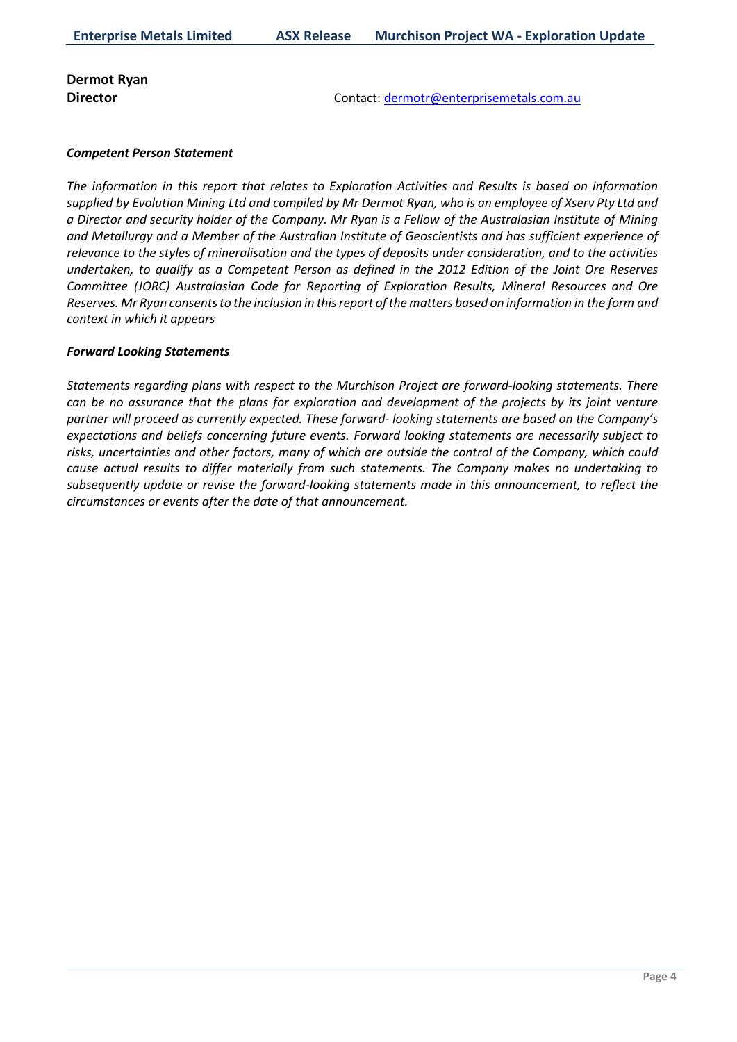**Dermot Ryan**
**Director** Contact: [dermotr@enterprisemetals.com.au](mailto:dermotr@enterprisemetals.com.au)

***Competent Person Statement***

*The information in this report that relates to Exploration Activities and Results is based on information supplied by Evolution Mining Ltd and compiled by Mr Dermot Ryan, who is an employee of Xserv Pty Ltd and a Director and security holder of the Company. Mr Ryan is a Fellow of the Australasian Institute of Mining and Metallurgy and a Member of the Australian Institute of Geoscientists and has sufficient experience of relevance to the styles of mineralisation and the types of deposits under consideration, and to the activities undertaken, to qualify as a Competent Person as defined in the 2012 Edition of the Joint Ore Reserves Committee (JORC) Australasian Code for Reporting of Exploration Results, Mineral Resources and Ore Reserves. Mr Ryan consents to the inclusion in this report of the matters based on information in the form and context in which it appears*

***Forward Looking Statements***

*Statements regarding plans with respect to the Murchison Project are forward-looking statements. There can be no assurance that the plans for exploration and development of the projects by its joint venture partner will proceed as currently expected. These forward- looking statements are based on the Company's expectations and beliefs concerning future events. Forward looking statements are necessarily subject to risks, uncertainties and other factors, many of which are outside the control of the Company, which could cause actual results to differ materially from such statements. The Company makes no undertaking to subsequently update or revise the forward-looking statements made in this announcement, to reflect the circumstances or events after the date of that announcement.*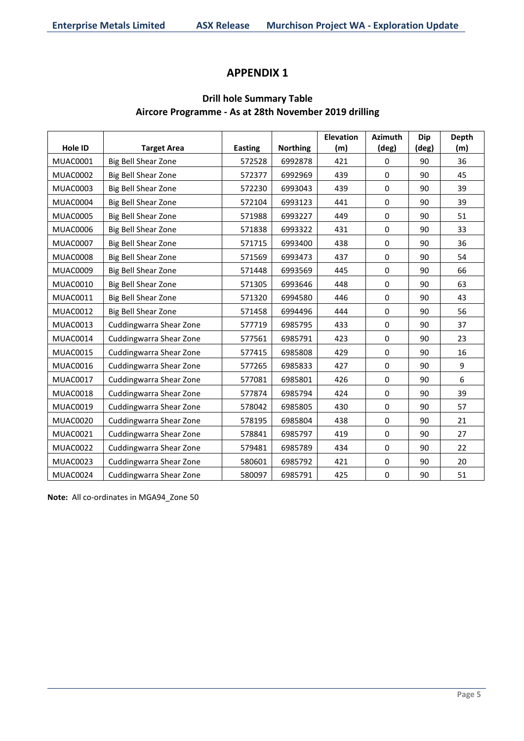# APPENDIX 1

## Drill hole Summary Table
## Aircore Programme - As at 28th November 2019 drilling

| Hole ID | Target Area | Easting | Northing | Elevation (m) | Azimuth (deg) | Dip (deg) | Depth (m) |
|---|---|---|---|---|---|---|---|
| MUAC0001 | Big Bell Shear Zone | 572528 | 6992878 | 421 | 0 | 90 | 36 |
| MUAC0002 | Big Bell Shear Zone | 572377 | 6992969 | 439 | 0 | 90 | 45 |
| MUAC0003 | Big Bell Shear Zone | 572230 | 6993043 | 439 | 0 | 90 | 39 |
| MUAC0004 | Big Bell Shear Zone | 572104 | 6993123 | 441 | 0 | 90 | 39 |
| MUAC0005 | Big Bell Shear Zone | 571988 | 6993227 | 449 | 0 | 90 | 51 |
| MUAC0006 | Big Bell Shear Zone | 571838 | 6993322 | 431 | 0 | 90 | 33 |
| MUAC0007 | Big Bell Shear Zone | 571715 | 6993400 | 438 | 0 | 90 | 36 |
| MUAC0008 | Big Bell Shear Zone | 571569 | 6993473 | 437 | 0 | 90 | 54 |
| MUAC0009 | Big Bell Shear Zone | 571448 | 6993569 | 445 | 0 | 90 | 66 |
| MUAC0010 | Big Bell Shear Zone | 571305 | 6993646 | 448 | 0 | 90 | 63 |
| MUAC0011 | Big Bell Shear Zone | 571320 | 6994580 | 446 | 0 | 90 | 43 |
| MUAC0012 | Big Bell Shear Zone | 571458 | 6994496 | 444 | 0 | 90 | 56 |
| MUAC0013 | Cuddingwarra Shear Zone | 577719 | 6985795 | 433 | 0 | 90 | 37 |
| MUAC0014 | Cuddingwarra Shear Zone | 577561 | 6985791 | 423 | 0 | 90 | 23 |
| MUAC0015 | Cuddingwarra Shear Zone | 577415 | 6985808 | 429 | 0 | 90 | 16 |
| MUAC0016 | Cuddingwarra Shear Zone | 577265 | 6985833 | 427 | 0 | 90 | 9 |
| MUAC0017 | Cuddingwarra Shear Zone | 577081 | 6985801 | 426 | 0 | 90 | 6 |
| MUAC0018 | Cuddingwarra Shear Zone | 577874 | 6985794 | 424 | 0 | 90 | 39 |
| MUAC0019 | Cuddingwarra Shear Zone | 578042 | 6985805 | 430 | 0 | 90 | 57 |
| MUAC0020 | Cuddingwarra Shear Zone | 578195 | 6985804 | 438 | 0 | 90 | 21 |
| MUAC0021 | Cuddingwarra Shear Zone | 578841 | 6985797 | 419 | 0 | 90 | 27 |
| MUAC0022 | Cuddingwarra Shear Zone | 579481 | 6985789 | 434 | 0 | 90 | 22 |
| MUAC0023 | Cuddingwarra Shear Zone | 580601 | 6985792 | 421 | 0 | 90 | 20 |
| MUAC0024 | Cuddingwarra Shear Zone | 580097 | 6985791 | 425 | 0 | 90 | 51 |

**Note:** All co-ordinates in MGA94_Zone 50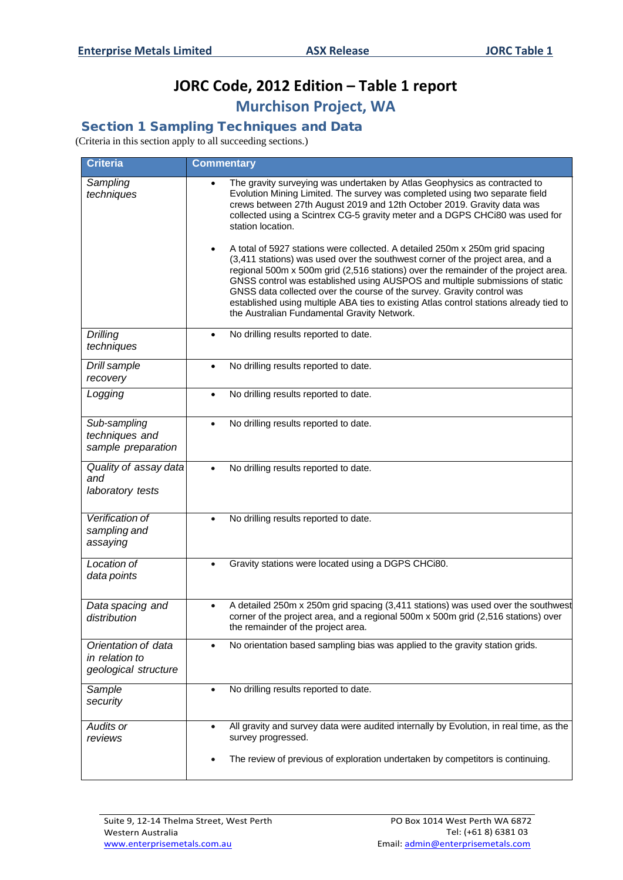# JORC Code, 2012 Edition – Table 1 report

## Murchison Project, WA

### Section 1 Sampling Techniques and Data

(Criteria in this section apply to all succeeding sections.)

| Criteria | Commentary |
|---|---|
| *Sampling techniques* | • The gravity surveying was undertaken by Atlas Geophysics as contracted to Evolution Mining Limited. The survey was completed using two separate field crews between 27th August 2019 and 12th October 2019. Gravity data was collected using a Scintrex CG-5 gravity meter and a DGPS CHCi80 was used for station location.<br><br>• A total of 5927 stations were collected. A detailed 250m x 250m grid spacing (3,411 stations) was used over the southwest corner of the project area, and a regional 500m x 500m grid (2,516 stations) over the remainder of the project area. GNSS control was established using AUSPOS and multiple submissions of static GNSS data collected over the course of the survey. Gravity control was established using multiple ABA ties to existing Atlas control stations already tied to the Australian Fundamental Gravity Network. |
| *Drilling techniques* | • No drilling results reported to date. |
| *Drill sample recovery* | • No drilling results reported to date. |
| *Logging* | • No drilling results reported to date. |
| *Sub-sampling techniques and sample preparation* | • No drilling results reported to date. |
| *Quality of assay data and laboratory tests* | • No drilling results reported to date. |
| *Verification of sampling and assaying* | • No drilling results reported to date. |
| *Location of data points* | • Gravity stations were located using a DGPS CHCi80. |
| *Data spacing and distribution* | • A detailed 250m x 250m grid spacing (3,411 stations) was used over the southwest corner of the project area, and a regional 500m x 500m grid (2,516 stations) over the remainder of the project area. |
| *Orientation of data in relation to geological structure* | • No orientation based sampling bias was applied to the gravity station grids. |
| *Sample security* | • No drilling results reported to date. |
| *Audits or reviews* | • All gravity and survey data were audited internally by Evolution, in real time, as the survey progressed.<br><br>• The review of previous of exploration undertaken by competitors is continuing. |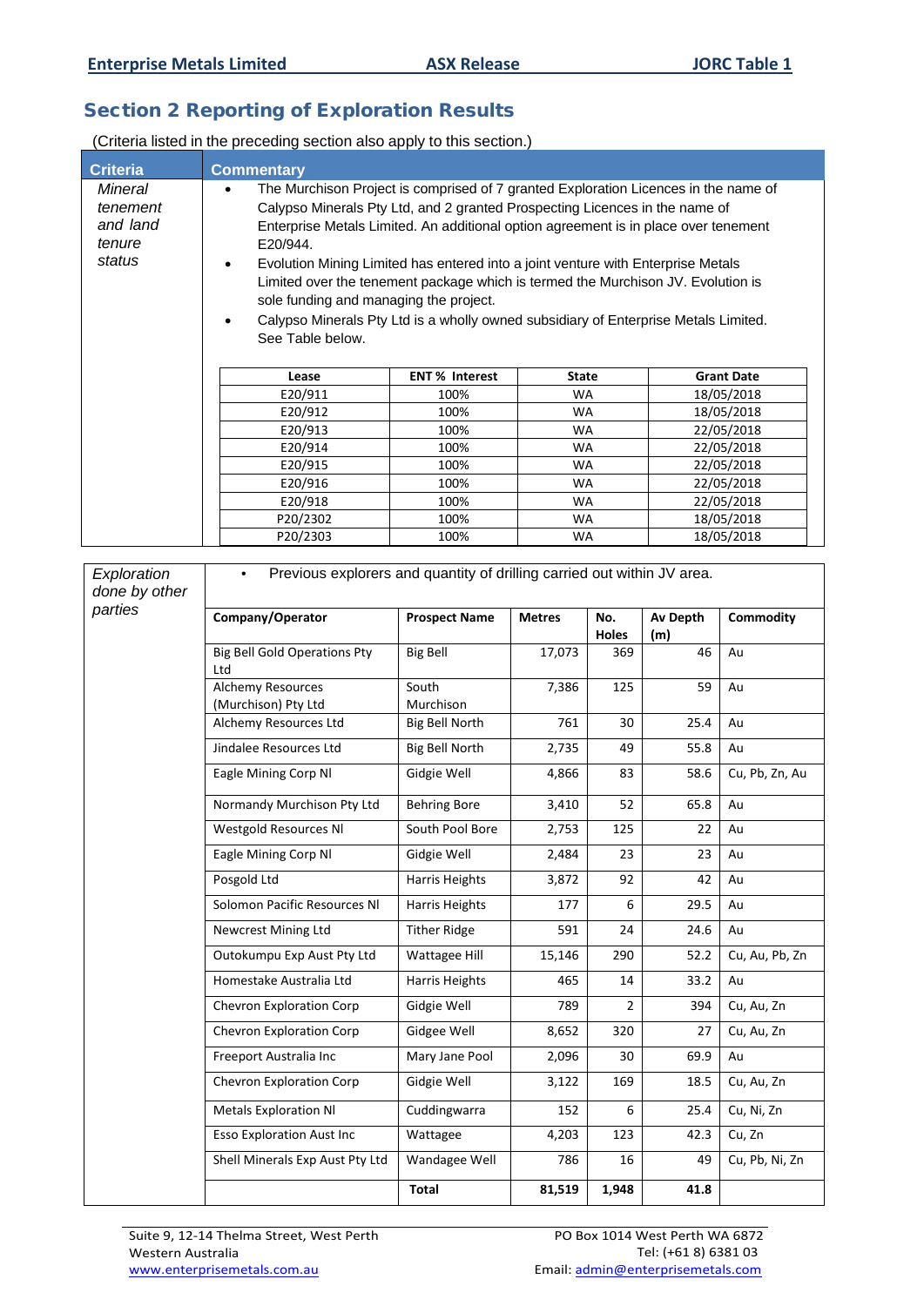## Section 2 Reporting of Exploration Results

(Criteria listed in the preceding section also apply to this section.)

| Criteria | Commentary |
|---|---|
| *Mineral tenement and land tenure status* | • The Murchison Project is comprised of 7 granted Exploration Licences in the name of Calypso Minerals Pty Ltd, and 2 granted Prospecting Licences in the name of Enterprise Metals Limited. An additional option agreement is in place over tenement E20/944.<br>• Evolution Mining Limited has entered into a joint venture with Enterprise Metals Limited over the tenement package which is termed the Murchison JV. Evolution is sole funding and managing the project.<br>• Calypso Minerals Pty Ltd is a wholly owned subsidiary of Enterprise Metals Limited. See Table below. |

| Lease | ENT % Interest | State | Grant Date |
|---|---|---|---|
| E20/911 | 100% | WA | 18/05/2018 |
| E20/912 | 100% | WA | 18/05/2018 |
| E20/913 | 100% | WA | 22/05/2018 |
| E20/914 | 100% | WA | 22/05/2018 |
| E20/915 | 100% | WA | 22/05/2018 |
| E20/916 | 100% | WA | 22/05/2018 |
| E20/918 | 100% | WA | 22/05/2018 |
| P20/2302 | 100% | WA | 18/05/2018 |
| P20/2303 | 100% | WA | 18/05/2018 |

| Criteria | Commentary |
|---|---|
| *Exploration done by other parties* | • Previous explorers and quantity of drilling carried out within JV area. |

| Company/Operator | Prospect Name | Metres | No. Holes | Av Depth (m) | Commodity |
|---|---|---|---|---|---|
| Big Bell Gold Operations Pty Ltd | Big Bell | 17,073 | 369 | 46 | Au |
| Alchemy Resources (Murchison) Pty Ltd | South Murchison | 7,386 | 125 | 59 | Au |
| Alchemy Resources Ltd | Big Bell North | 761 | 30 | 25.4 | Au |
| Jindalee Resources Ltd | Big Bell North | 2,735 | 49 | 55.8 | Au |
| Eagle Mining Corp Nl | Gidgie Well | 4,866 | 83 | 58.6 | Cu, Pb, Zn, Au |
| Normandy Murchison Pty Ltd | Behring Bore | 3,410 | 52 | 65.8 | Au |
| Westgold Resources Nl | South Pool Bore | 2,753 | 125 | 22 | Au |
| Eagle Mining Corp Nl | Gidgie Well | 2,484 | 23 | 23 | Au |
| Posgold Ltd | Harris Heights | 3,872 | 92 | 42 | Au |
| Solomon Pacific Resources Nl | Harris Heights | 177 | 6 | 29.5 | Au |
| Newcrest Mining Ltd | Tither Ridge | 591 | 24 | 24.6 | Au |
| Outokumpu Exp Aust Pty Ltd | Wattagee Hill | 15,146 | 290 | 52.2 | Cu, Au, Pb, Zn |
| Homestake Australia Ltd | Harris Heights | 465 | 14 | 33.2 | Au |
| Chevron Exploration Corp | Gidgie Well | 789 | 2 | 394 | Cu, Au, Zn |
| Chevron Exploration Corp | Gidgee Well | 8,652 | 320 | 27 | Cu, Au, Zn |
| Freeport Australia Inc | Mary Jane Pool | 2,096 | 30 | 69.9 | Au |
| Chevron Exploration Corp | Gidgie Well | 3,122 | 169 | 18.5 | Cu, Au, Zn |
| Metals Exploration Nl | Cuddingwarra | 152 | 6 | 25.4 | Cu, Ni, Zn |
| Esso Exploration Aust Inc | Wattagee | 4,203 | 123 | 42.3 | Cu, Zn |
| Shell Minerals Exp Aust Pty Ltd | Wandagee Well | 786 | 16 | 49 | Cu, Pb, Ni, Zn |
| | **Total** | **81,519** | **1,948** | **41.8** | |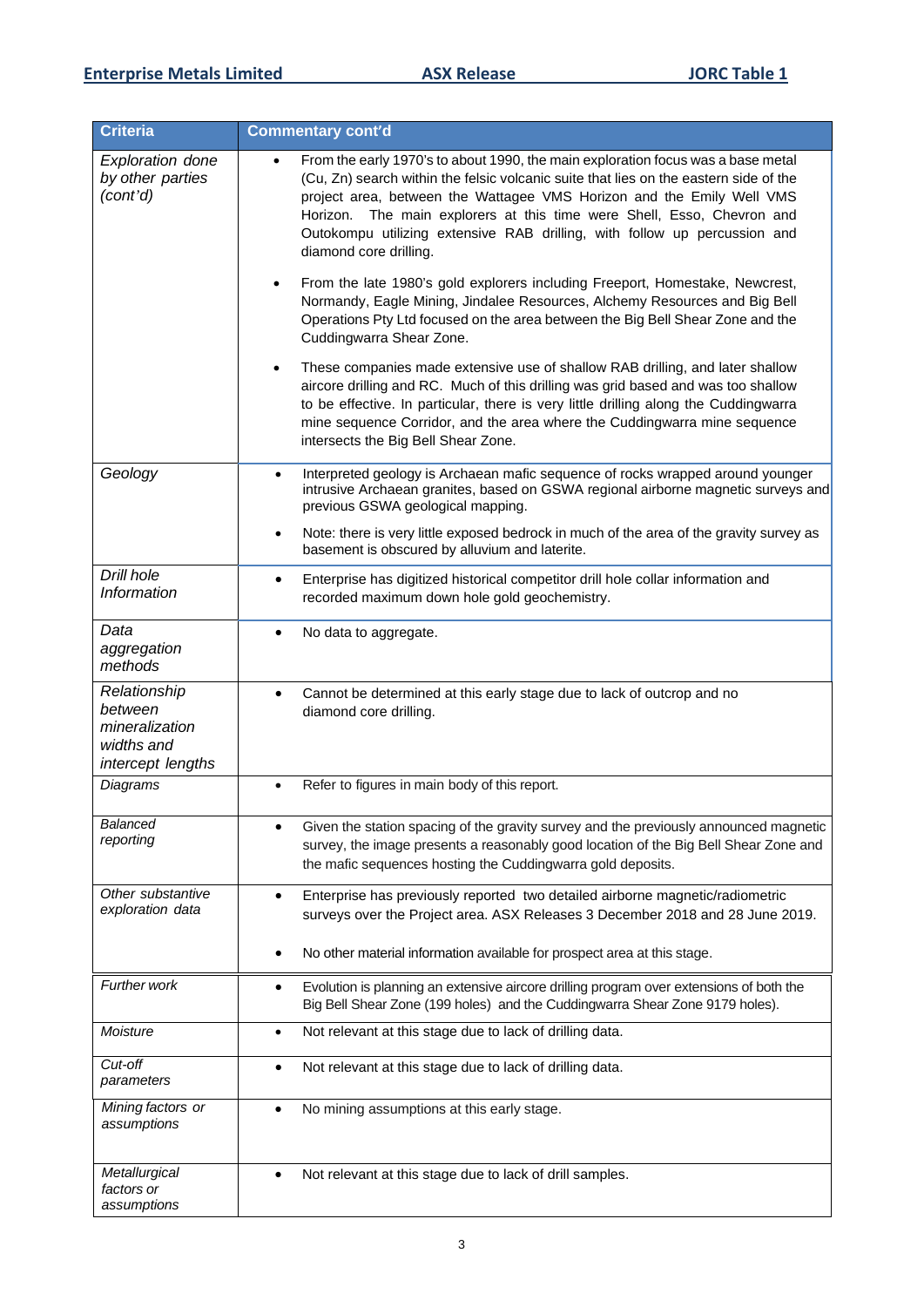| Criteria | Commentary cont'd |
|---|---|
| *Exploration done by other parties (cont'd)* | • From the early 1970's to about 1990, the main exploration focus was a base metal (Cu, Zn) search within the felsic volcanic suite that lies on the eastern side of the project area, between the Wattagee VMS Horizon and the Emily Well VMS Horizon. The main explorers at this time were Shell, Esso, Chevron and Outokompu utilizing extensive RAB drilling, with follow up percussion and diamond core drilling.<br>• From the late 1980's gold explorers including Freeport, Homestake, Newcrest, Normandy, Eagle Mining, Jindalee Resources, Alchemy Resources and Big Bell Operations Pty Ltd focused on the area between the Big Bell Shear Zone and the Cuddingwarra Shear Zone.<br>• These companies made extensive use of shallow RAB drilling, and later shallow aircore drilling and RC. Much of this drilling was grid based and was too shallow to be effective. In particular, there is very little drilling along the Cuddingwarra mine sequence Corridor, and the area where the Cuddingwarra mine sequence intersects the Big Bell Shear Zone. |
| *Geology* | • Interpreted geology is Archaean mafic sequence of rocks wrapped around younger intrusive Archaean granites, based on GSWA regional airborne magnetic surveys and previous GSWA geological mapping.<br>• Note: there is very little exposed bedrock in much of the area of the gravity survey as basement is obscured by alluvium and laterite. |
| *Drill hole Information* | • Enterprise has digitized historical competitor drill hole collar information and recorded maximum down hole gold geochemistry. |
| *Data aggregation methods* | • No data to aggregate. |
| *Relationship between mineralization widths and intercept lengths* | • Cannot be determined at this early stage due to lack of outcrop and no diamond core drilling. |
| *Diagrams* | • Refer to figures in main body of this report. |
| *Balanced reporting* | • Given the station spacing of the gravity survey and the previously announced magnetic survey, the image presents a reasonably good location of the Big Bell Shear Zone and the mafic sequences hosting the Cuddingwarra gold deposits. |
| *Other substantive exploration data* | • Enterprise has previously reported two detailed airborne magnetic/radiometric surveys over the Project area. ASX Releases 3 December 2018 and 28 June 2019.<br>• No other material information available for prospect area at this stage. |
| *Further work* | • Evolution is planning an extensive aircore drilling program over extensions of both the Big Bell Shear Zone (199 holes) and the Cuddingwarra Shear Zone 9179 holes). |
| *Moisture* | • Not relevant at this stage due to lack of drilling data. |
| *Cut-off parameters* | • Not relevant at this stage due to lack of drilling data. |
| *Mining factors or assumptions* | • No mining assumptions at this early stage. |
| *Metallurgical factors or assumptions* | • Not relevant at this stage due to lack of drill samples. |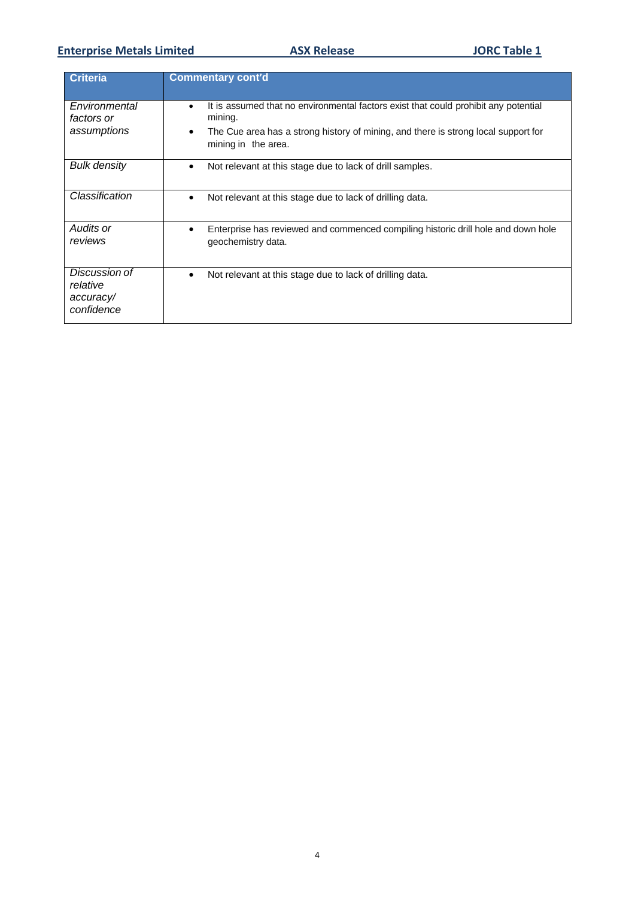| Criteria | Commentary cont'd |
|---|---|
| *Environmental factors or assumptions* | • It is assumed that no environmental factors exist that could prohibit any potential mining.<br>• The Cue area has a strong history of mining, and there is strong local support for mining in the area. |
| *Bulk density* | • Not relevant at this stage due to lack of drill samples. |
| *Classification* | • Not relevant at this stage due to lack of drilling data. |
| *Audits or reviews* | • Enterprise has reviewed and commenced compiling historic drill hole and down hole geochemistry data. |
| *Discussion of relative accuracy/ confidence* | • Not relevant at this stage due to lack of drilling data. |